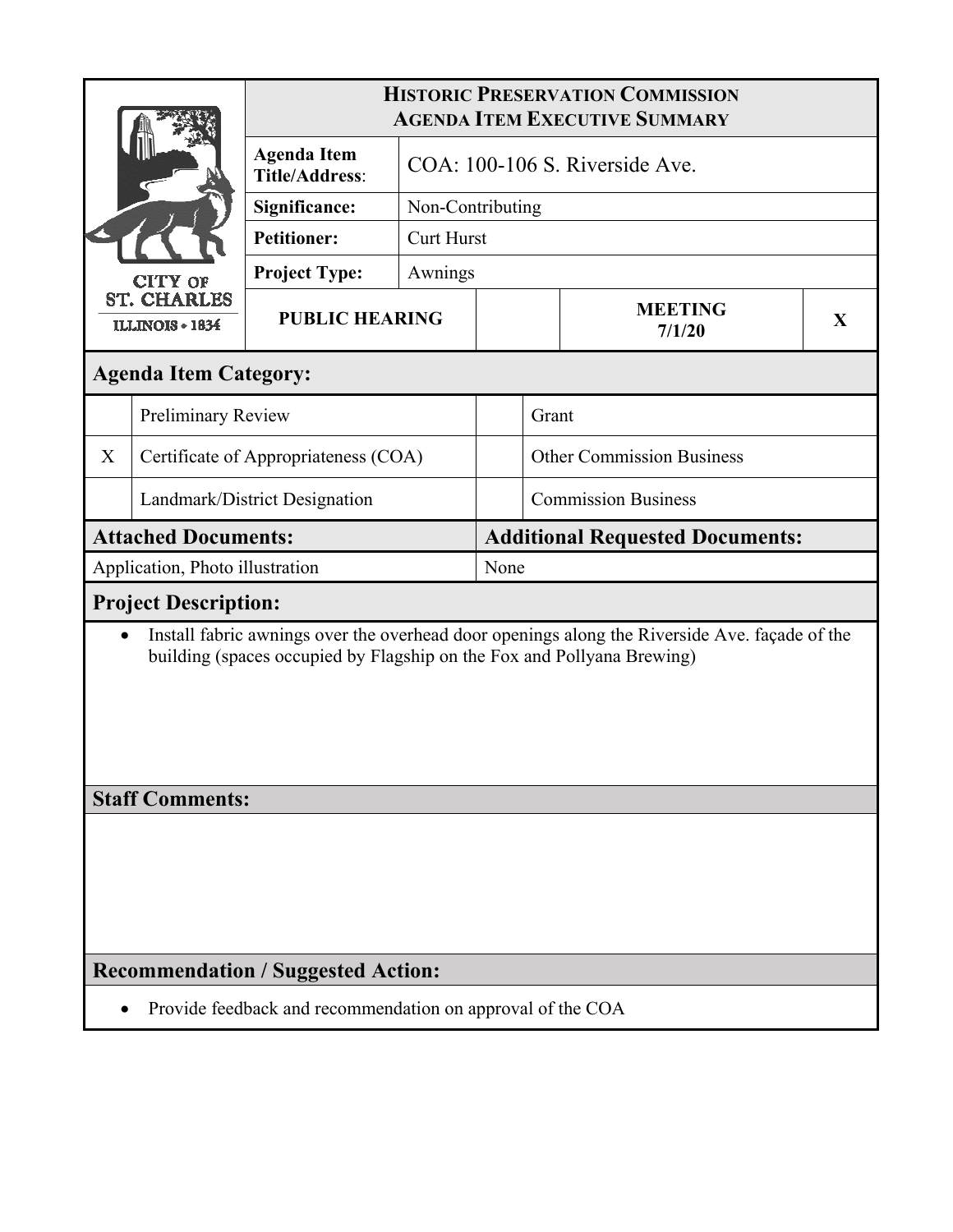CITY OF ST. CHARLES
ILLINOIS • 1834

# HISTORIC PRESERVATION COMMISSION AGENDA ITEM EXECUTIVE SUMMARY

| | |
|---|---|
| **Agenda Item Title/Address**: | COA: 100-106 S. Riverside Ave. |
| **Significance:** | Non-Contributing |
| **Petitioner:** | Curt Hurst |
| **Project Type:** | Awnings |

| **PUBLIC HEARING** | | **MEETING 7/1/20** | **X** |
|---|---|---|---|

## Agenda Item Category:

| | | | |
|---|---|---|---|
| | Preliminary Review | | Grant |
| X | Certificate of Appropriateness (COA) | | Other Commission Business |
| | Landmark/District Designation | | Commission Business |

| **Attached Documents:** | **Additional Requested Documents:** |
|---|---|
| Application, Photo illustration | None |

## Project Description:

- Install fabric awnings over the overhead door openings along the Riverside Ave. façade of the building (spaces occupied by Flagship on the Fox and Pollyana Brewing)

## Staff Comments:

## Recommendation / Suggested Action:

- Provide feedback and recommendation on approval of the COA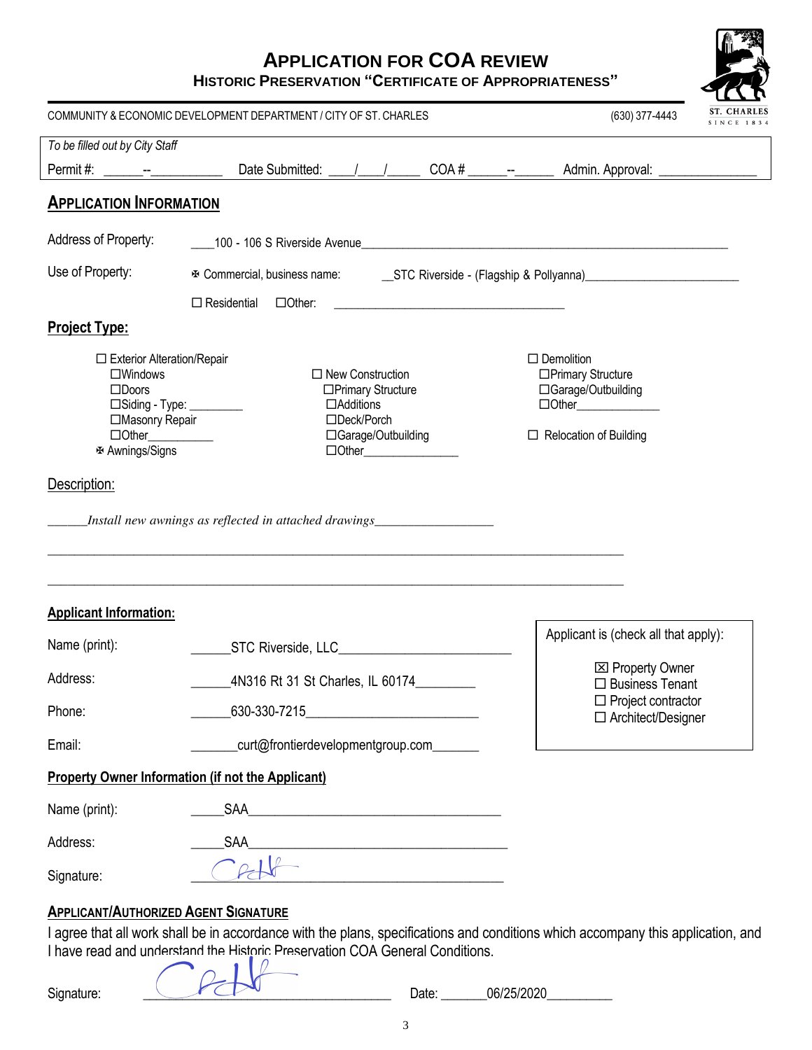# APPLICATION FOR COA REVIEW

## HISTORIC PRESERVATION "CERTIFICATE OF APPROPRIATENESS"

COMMUNITY & ECONOMIC DEVELOPMENT DEPARTMENT / CITY OF ST. CHARLES (630) 377-4443

ST. CHARLES SINCE 1834

*To be filled out by City Staff*

Permit #: ______--___________ Date Submitted: ____/____/_____ COA # ______--______ Admin. Approval: ______________

## APPLICATION INFORMATION

Address of Property: ____100 - 106 S Riverside Avenue____________________________________________

Use of Property: ☒ Commercial, business name: __STC Riverside - (Flagship & Pollyanna)______________________

☐ Residential ☐Other: ___________________________________

**Project Type:**

☐ Exterior Alteration/Repair
- ☐Windows
- ☐Doors
- ☐Siding - Type: _________
- ☐Masonry Repair
- ☐Other___________
- ☒ Awnings/Signs

☐ New Construction
- ☐Primary Structure
- ☐Additions
- ☐Deck/Porch
- ☐Garage/Outbuilding
- ☐Other_______________

☐ Demolition
- ☐Primary Structure
- ☐Garage/Outbuilding
- ☐Other_____________

☐ Relocation of Building

Description:

______*Install new awnings as reflected in attached drawings*_________________

_______________________________________________________________________________

_______________________________________________________________________________

**Applicant Information:**

Name (print): ______STC Riverside, LLC________________________

Address: ______4N316 Rt 31 St Charles, IL 60174_________

Phone: ______630-330-7215________________________

Email: _______curt@frontierdevelopmentgroup.com_______

Applicant is (check all that apply):
- ☒ Property Owner
- ☐ Business Tenant
- ☐ Project contractor
- ☐ Architect/Designer

**Property Owner Information (if not the Applicant)**

Name (print): _____SAA_____________________________________

Address: _____SAA_____________________________________

Signature: [signature]

**APPLICANT/AUTHORIZED AGENT SIGNATURE**

I agree that all work shall be in accordance with the plans, specifications and conditions which accompany this application, and I have read and understand the Historic Preservation COA General Conditions.

Signature: [signature] Date: _______06/25/2020_________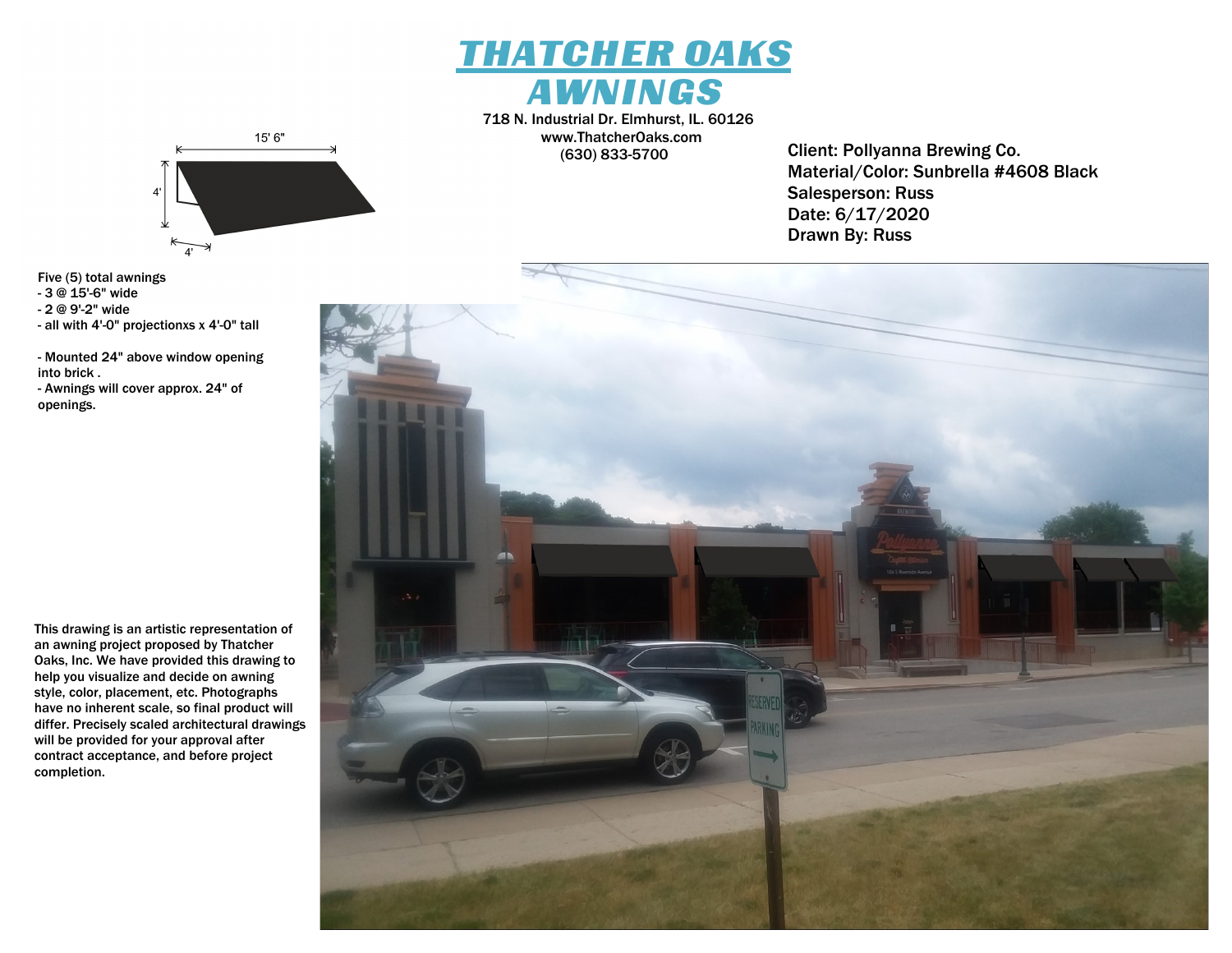# THATCHER OAKS AWNINGS

718 N. Industrial Dr. Elmhurst, IL. 60126
www.ThatcherOaks.com
(630) 833-5700

Client: Pollyanna Brewing Co.
Material/Color: Sunbrella #4608 Black
Salesperson: Russ
Date: 6/17/2020
Drawn By: Russ

15' 6"
4'
4'

Five (5) total awnings
- 3 @ 15'-6" wide
- 2 @ 9'-2" wide
- all with 4'-0" projectionxs x 4'-0" tall

- Mounted 24" above window opening into brick .
- Awnings will cover approx. 24" of openings.

This drawing is an artistic representation of an awning project proposed by Thatcher Oaks, Inc. We have provided this drawing to help you visualize and decide on awning style, color, placement, etc. Photographs have no inherent scale, so final product will differ. Precisely scaled architectural drawings will be provided for your approval after contract acceptance, and before project completion.